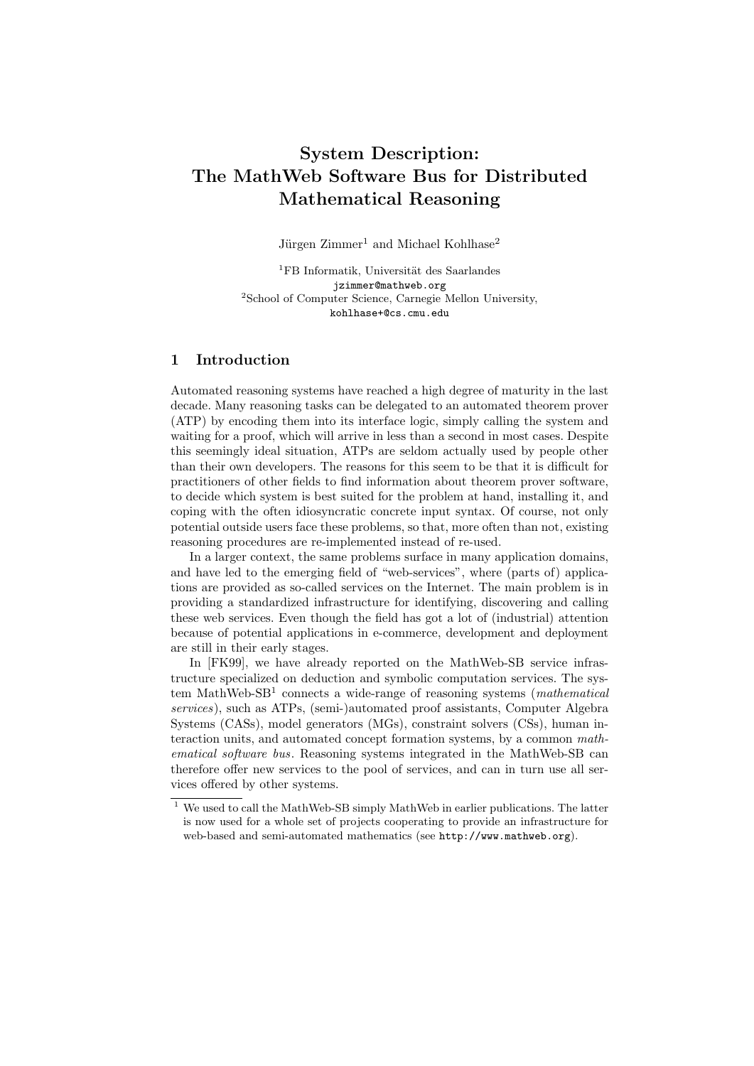# System Description: The MathWeb Software Bus for Distributed Mathematical Reasoning

Jürgen Zimmer[1] and Michael Kohlhase[2]

[1]FB Informatik, Universität des Saarlandes
jzimmer@mathweb.org
[2]School of Computer Science, Carnegie Mellon University,
kohlhase+@cs.cmu.edu

## 1 Introduction

Automated reasoning systems have reached a high degree of maturity in the last decade. Many reasoning tasks can be delegated to an automated theorem prover (ATP) by encoding them into its interface logic, simply calling the system and waiting for a proof, which will arrive in less than a second in most cases. Despite this seemingly ideal situation, ATPs are seldom actually used by people other than their own developers. The reasons for this seem to be that it is difficult for practitioners of other fields to find information about theorem prover software, to decide which system is best suited for the problem at hand, installing it, and coping with the often idiosyncratic concrete input syntax. Of course, not only potential outside users face these problems, so that, more often than not, existing reasoning procedures are re-implemented instead of re-used.

In a larger context, the same problems surface in many application domains, and have led to the emerging field of "web-services", where (parts of) applications are provided as so-called services on the Internet. The main problem is in providing a standardized infrastructure for identifying, discovering and calling these web services. Even though the field has got a lot of (industrial) attention because of potential applications in e-commerce, development and deployment are still in their early stages.

In [FK99], we have already reported on the MathWeb-SB service infrastructure specialized on deduction and symbolic computation services. The system MathWeb-SB[1] connects a wide-range of reasoning systems (*mathematical services*), such as ATPs, (semi-)automated proof assistants, Computer Algebra Systems (CASs), model generators (MGs), constraint solvers (CSs), human interaction units, and automated concept formation systems, by a common *mathematical software bus*. Reasoning systems integrated in the MathWeb-SB can therefore offer new services to the pool of services, and can in turn use all services offered by other systems.

[1] We used to call the MathWeb-SB simply MathWeb in earlier publications. The latter is now used for a whole set of projects cooperating to provide an infrastructure for web-based and semi-automated mathematics (see http://www.mathweb.org).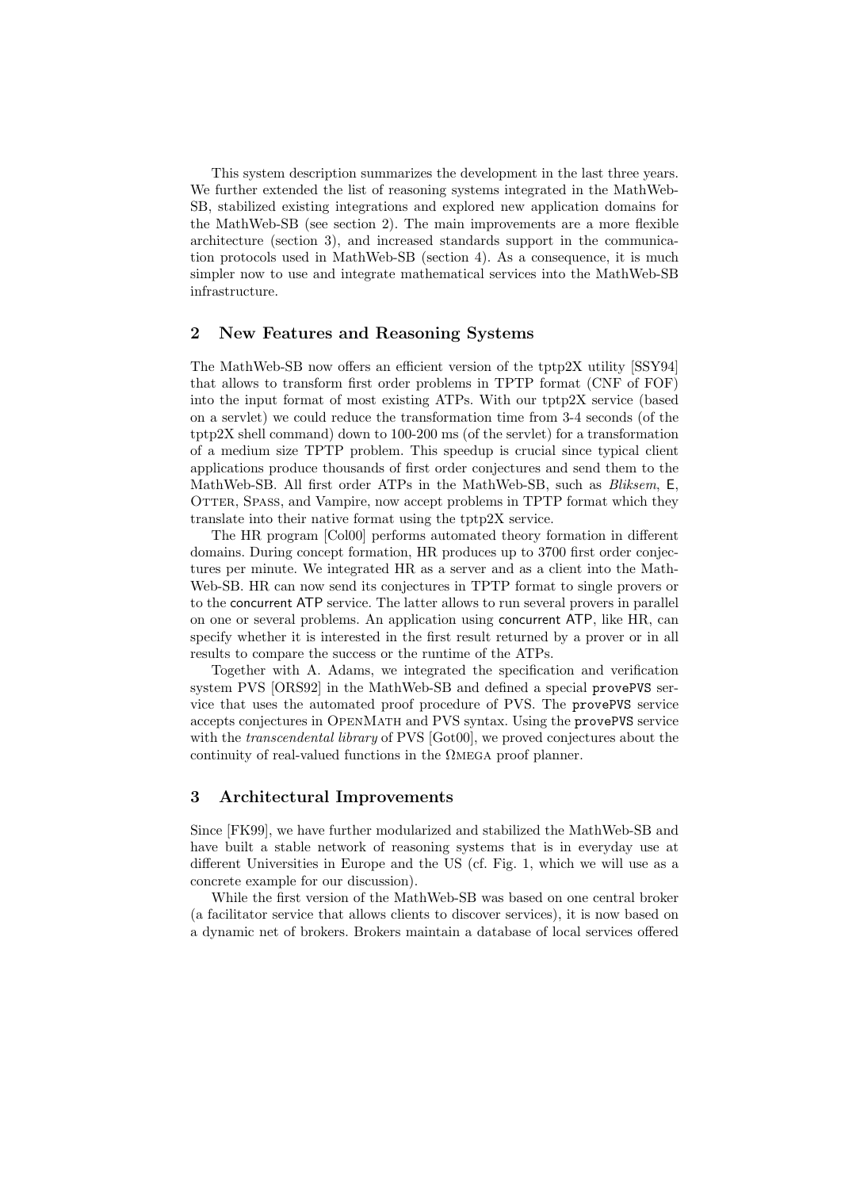This system description summarizes the development in the last three years. We further extended the list of reasoning systems integrated in the MathWeb-SB, stabilized existing integrations and explored new application domains for the MathWeb-SB (see section 2). The main improvements are a more flexible architecture (section 3), and increased standards support in the communication protocols used in MathWeb-SB (section 4). As a consequence, it is much simpler now to use and integrate mathematical services into the MathWeb-SB infrastructure.

## 2 New Features and Reasoning Systems

The MathWeb-SB now offers an efficient version of the tptp2X utility [SSY94] that allows to transform first order problems in TPTP format (CNF of FOF) into the input format of most existing ATPs. With our tptp2X service (based on a servlet) we could reduce the transformation time from 3-4 seconds (of the tptp2X shell command) down to 100-200 ms (of the servlet) for a transformation of a medium size TPTP problem. This speedup is crucial since typical client applications produce thousands of first order conjectures and send them to the MathWeb-SB. All first order ATPs in the MathWeb-SB, such as *Bliksem*, E, Otter, Spass, and Vampire, now accept problems in TPTP format which they translate into their native format using the tptp2X service.

The HR program [Col00] performs automated theory formation in different domains. During concept formation, HR produces up to 3700 first order conjectures per minute. We integrated HR as a server and as a client into the MathWeb-SB. HR can now send its conjectures in TPTP format to single provers or to the concurrent ATP service. The latter allows to run several provers in parallel on one or several problems. An application using concurrent ATP, like HR, can specify whether it is interested in the first result returned by a prover or in all results to compare the success or the runtime of the ATPs.

Together with A. Adams, we integrated the specification and verification system PVS [ORS92] in the MathWeb-SB and defined a special `provePVS` service that uses the automated proof procedure of PVS. The `provePVS` service accepts conjectures in OpenMath and PVS syntax. Using the `provePVS` service with the *transcendental library* of PVS [Got00], we proved conjectures about the continuity of real-valued functions in the ΩMEGA proof planner.

## 3 Architectural Improvements

Since [FK99], we have further modularized and stabilized the MathWeb-SB and have built a stable network of reasoning systems that is in everyday use at different Universities in Europe and the US (cf. Fig. 1, which we will use as a concrete example for our discussion).

While the first version of the MathWeb-SB was based on one central broker (a facilitator service that allows clients to discover services), it is now based on a dynamic net of brokers. Brokers maintain a database of local services offered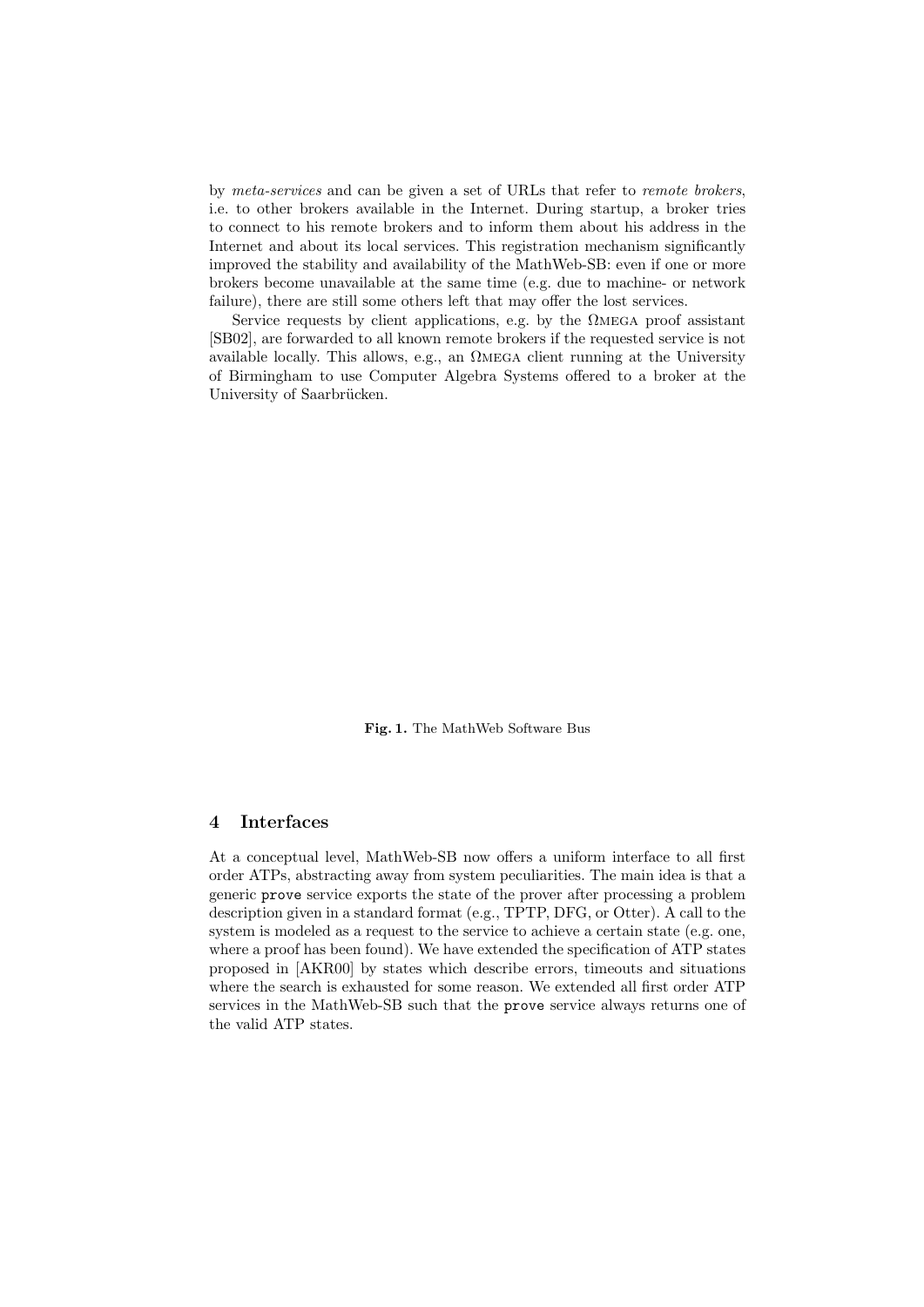by *meta-services* and can be given a set of URLs that refer to *remote brokers*, i.e. to other brokers available in the Internet. During startup, a broker tries to connect to his remote brokers and to inform them about his address in the Internet and about its local services. This registration mechanism significantly improved the stability and availability of the MathWeb-SB: even if one or more brokers become unavailable at the same time (e.g. due to machine- or network failure), there are still some others left that may offer the lost services.

Service requests by client applications, e.g. by the ΩMEGA proof assistant [SB02], are forwarded to all known remote brokers if the requested service is not available locally. This allows, e.g., an ΩMEGA client running at the University of Birmingham to use Computer Algebra Systems offered to a broker at the University of Saarbrücken.

**Fig. 1.** The MathWeb Software Bus

## 4 Interfaces

At a conceptual level, MathWeb-SB now offers a uniform interface to all first order ATPs, abstracting away from system peculiarities. The main idea is that a generic `prove` service exports the state of the prover after processing a problem description given in a standard format (e.g., TPTP, DFG, or Otter). A call to the system is modeled as a request to the service to achieve a certain state (e.g. one, where a proof has been found). We have extended the specification of ATP states proposed in [AKR00] by states which describe errors, timeouts and situations where the search is exhausted for some reason. We extended all first order ATP services in the MathWeb-SB such that the `prove` service always returns one of the valid ATP states.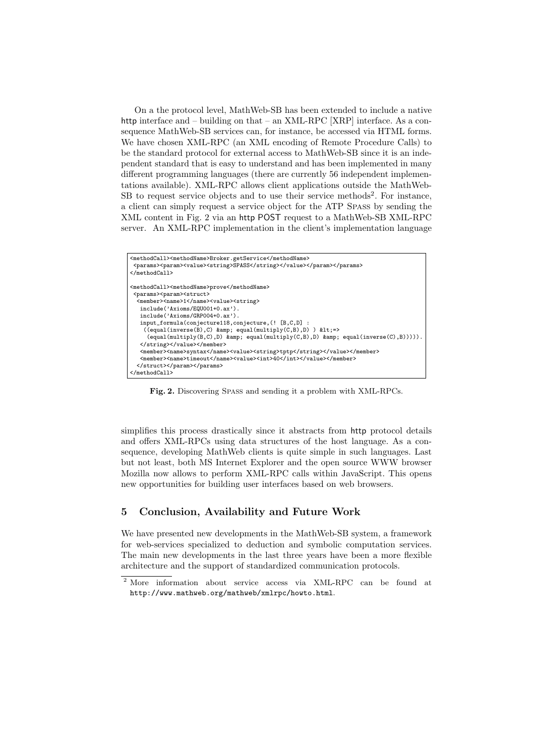On a the protocol level, MathWeb-SB has been extended to include a native http interface and – building on that – an XML-RPC [XRP] interface. As a consequence MathWeb-SB services can, for instance, be accessed via HTML forms. We have chosen XML-RPC (an XML encoding of Remote Procedure Calls) to be the standard protocol for external access to MathWeb-SB since it is an independent standard that is easy to understand and has been implemented in many different programming languages (there are currently 56 independent implementations available). XML-RPC allows client applications outside the MathWeb-SB to request service objects and to use their service methods[2]. For instance, a client can simply request a service object for the ATP Spass by sending the XML content in Fig. 2 via an http POST request to a MathWeb-SB XML-RPC server. An XML-RPC implementation in the client's implementation language simplifies this process drastically since it abstracts from http protocol details and offers XML-RPCs using data structures of the host language. As a consequence, developing MathWeb clients is quite simple in such languages. Last but not least, both MS Internet Explorer and the open source WWW browser Mozilla now allows to perform XML-RPC calls within JavaScript. This opens new opportunities for building user interfaces based on web browsers.

```
<methodCall><methodName>Broker.getService</methodName>
 <params><param><value><string>SPASS</string></value></param></params>
</methodCall>

<methodCall><methodName>prove</methodName>
 <params><param><struct>
  <member><name>1</name><value><string>
   include('Axioms/EQU001+0.ax').
   include('Axioms/GRP004+0.ax').
   input_formula(conjecture118,conjecture,(! [B,C,D] :
    ((equal(inverse(B),C) &amp; equal(multiply(C,B),D) ) &lt;=>
     (equal(multiply(B,C),D) &amp; equal(multiply(C,B),D) &amp; equal(inverse(C),B))))).
   </string></value></member>
   <member><name>syntax</name><value><string>tptp</string></value></member>
   <member><name>timeout</name><value><int>40</int></value></member>
  </struct></param></params>
</methodCall>
```

**Fig. 2.** Discovering Spass and sending it a problem with XML-RPCs.

## 5 Conclusion, Availability and Future Work

We have presented new developments in the MathWeb-SB system, a framework for web-services specialized to deduction and symbolic computation services. The main new developments in the last three years have been a more flexible architecture and the support of standardized communication protocols.

[2] More information about service access via XML-RPC can be found at http://www.mathweb.org/mathweb/xmlrpc/howto.html.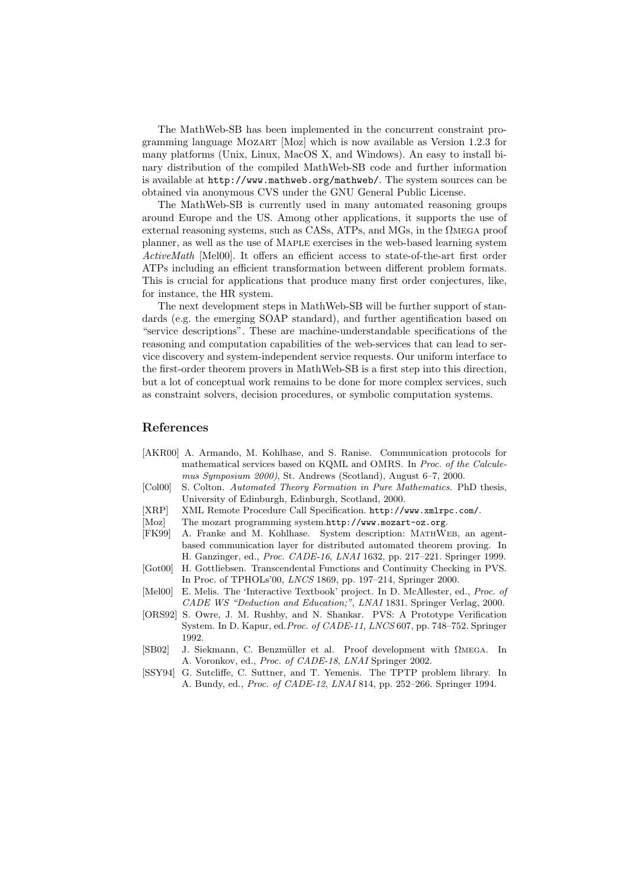The MathWeb-SB has been implemented in the concurrent constraint programming language Mozart [Moz] which is now available as Version 1.2.3 for many platforms (Unix, Linux, MacOS X, and Windows). An easy to install binary distribution of the compiled MathWeb-SB code and further information is available at `http://www.mathweb.org/mathweb/`. The system sources can be obtained via anonymous CVS under the GNU General Public License.

The MathWeb-SB is currently used in many automated reasoning groups around Europe and the US. Among other applications, it supports the use of external reasoning systems, such as CASs, ATPs, and MGs, in the ΩMEGA proof planner, as well as the use of Maple exercises in the web-based learning system *ActiveMath* [Mel00]. It offers an efficient access to state-of-the-art first order ATPs including an efficient transformation between different problem formats. This is crucial for applications that produce many first order conjectures, like, for instance, the HR system.

The next development steps in MathWeb-SB will be further support of standards (e.g. the emerging SOAP standard), and further agentification based on "service descriptions". These are machine-understandable specifications of the reasoning and computation capabilities of the web-services that can lead to service discovery and system-independent service requests. Our uniform interface to the first-order theorem provers in MathWeb-SB is a first step into this direction, but a lot of conceptual work remains to be done for more complex services, such as constraint solvers, decision procedures, or symbolic computation systems.

## References

- [AKR00] A. Armando, M. Kohlhase, and S. Ranise. Communication protocols for mathematical services based on KQML and OMRS. In *Proc. of the Calculemus Symposium 2000)*, St. Andrews (Scotland), August 6–7, 2000.
- [Col00] S. Colton. *Automated Theory Formation in Pure Mathematics*. PhD thesis, University of Edinburgh, Edinburgh, Scotland, 2000.
- [XRP] XML Remote Procedure Call Specification. `http://www.xmlrpc.com/`.
- [Moz] The mozart programming system.`http://www.mozart-oz.org`.
- [FK99] A. Franke and M. Kohlhase. System description: MathWeb, an agent-based communication layer for distributed automated theorem proving. In H. Ganzinger, ed., *Proc. CADE-16*, *LNAI* 1632, pp. 217–221. Springer 1999.
- [Got00] H. Gottliebsen. Transcendental Functions and Continuity Checking in PVS. In Proc. of TPHOLs'00, *LNCS* 1869, pp. 197–214, Springer 2000.
- [Mel00] E. Melis. The 'Interactive Textbook' project. In D. McAllester, ed., *Proc. of CADE WS "Deduction and Education;"*, *LNAI* 1831. Springer Verlag, 2000.
- [ORS92] S. Owre, J. M. Rushby, and N. Shankar. PVS: A Prototype Verification System. In D. Kapur, ed.*Proc. of CADE-11*, *LNCS* 607, pp. 748–752. Springer 1992.
- [SB02] J. Siekmann, C. Benzmüller et al. Proof development with ΩMEGA. In A. Voronkov, ed., *Proc. of CADE-18*, *LNAI* Springer 2002.
- [SSY94] G. Sutcliffe, C. Suttner, and T. Yemenis. The TPTP problem library. In A. Bundy, ed., *Proc. of CADE-12*, *LNAI* 814, pp. 252–266. Springer 1994.